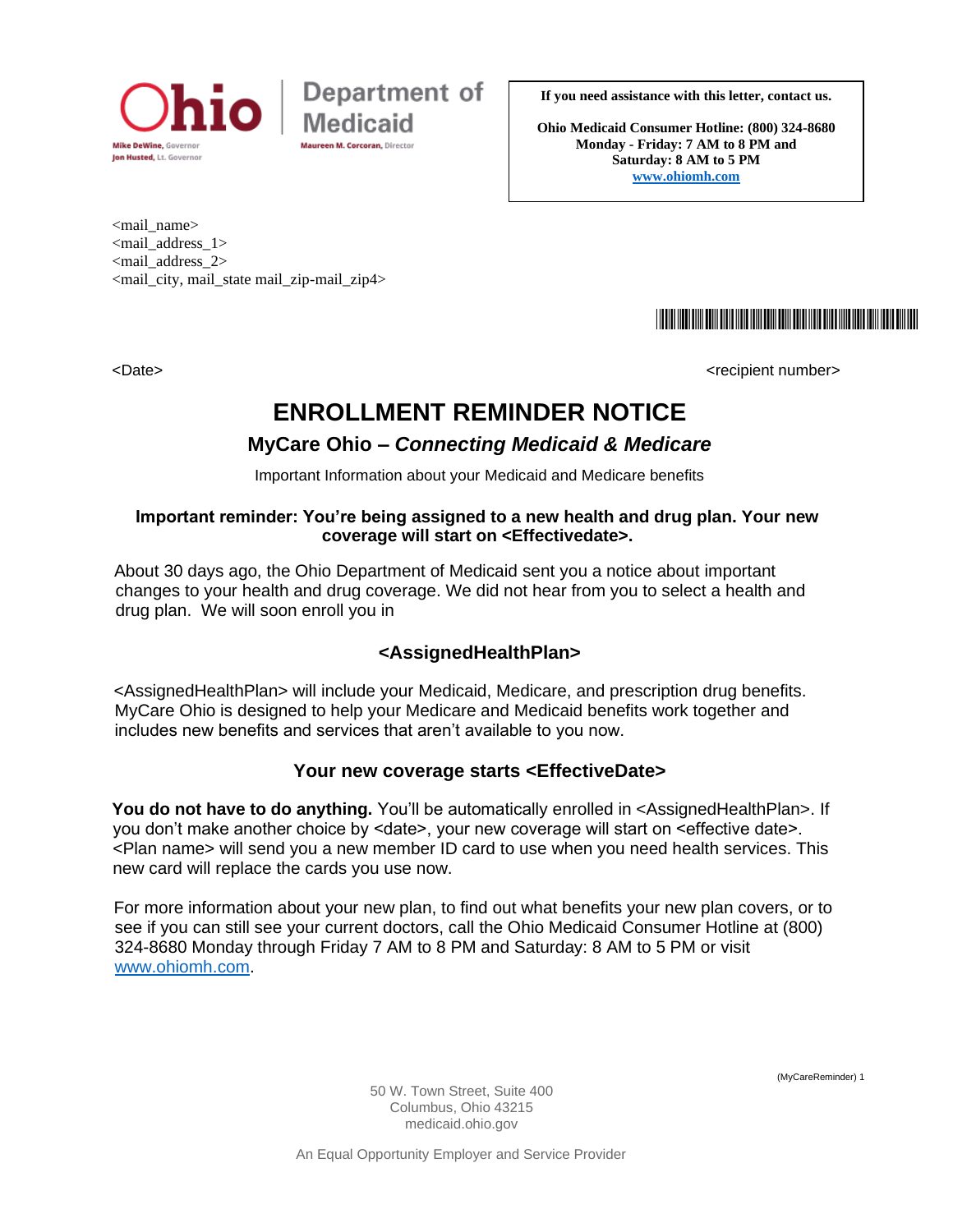Ohio | Department of Medicaid

Mike DeWine, Governor
Jon Husted, Lt. Governor

Maureen M. Corcoran, Director

**If you need assistance with this letter, contact us.**

**Ohio Medicaid Consumer Hotline: (800) 324-8680**
**Monday - Friday: 7 AM to 8 PM and**
**Saturday: 8 AM to 5 PM**
**www.ohiomh.com**

<mail_name>
<mail_address_1>
<mail_address_2>
<mail_city, mail_state mail_zip-mail_zip4>

<Date>

<recipient number>

# ENROLLMENT REMINDER NOTICE

## MyCare Ohio – *Connecting Medicaid & Medicare*

Important Information about your Medicaid and Medicare benefits

**Important reminder: You're being assigned to a new health and drug plan. Your new coverage will start on <Effectivedate>.**

About 30 days ago, the Ohio Department of Medicaid sent you a notice about important changes to your health and drug coverage. We did not hear from you to select a health and drug plan. We will soon enroll you in

### <AssignedHealthPlan>

<AssignedHealthPlan> will include your Medicaid, Medicare, and prescription drug benefits. MyCare Ohio is designed to help your Medicare and Medicaid benefits work together and includes new benefits and services that aren't available to you now.

### Your new coverage starts <EffectiveDate>

**You do not have to do anything.** You'll be automatically enrolled in <AssignedHealthPlan>. If you don't make another choice by <date>, your new coverage will start on <effective date>. <Plan name> will send you a new member ID card to use when you need health services. This new card will replace the cards you use now.

For more information about your new plan, to find out what benefits your new plan covers, or to see if you can still see your current doctors, call the Ohio Medicaid Consumer Hotline at (800) 324-8680 Monday through Friday 7 AM to 8 PM and Saturday: 8 AM to 5 PM or visit www.ohiomh.com.

(MyCareReminder) 1

50 W. Town Street, Suite 400
Columbus, Ohio 43215
medicaid.ohio.gov

An Equal Opportunity Employer and Service Provider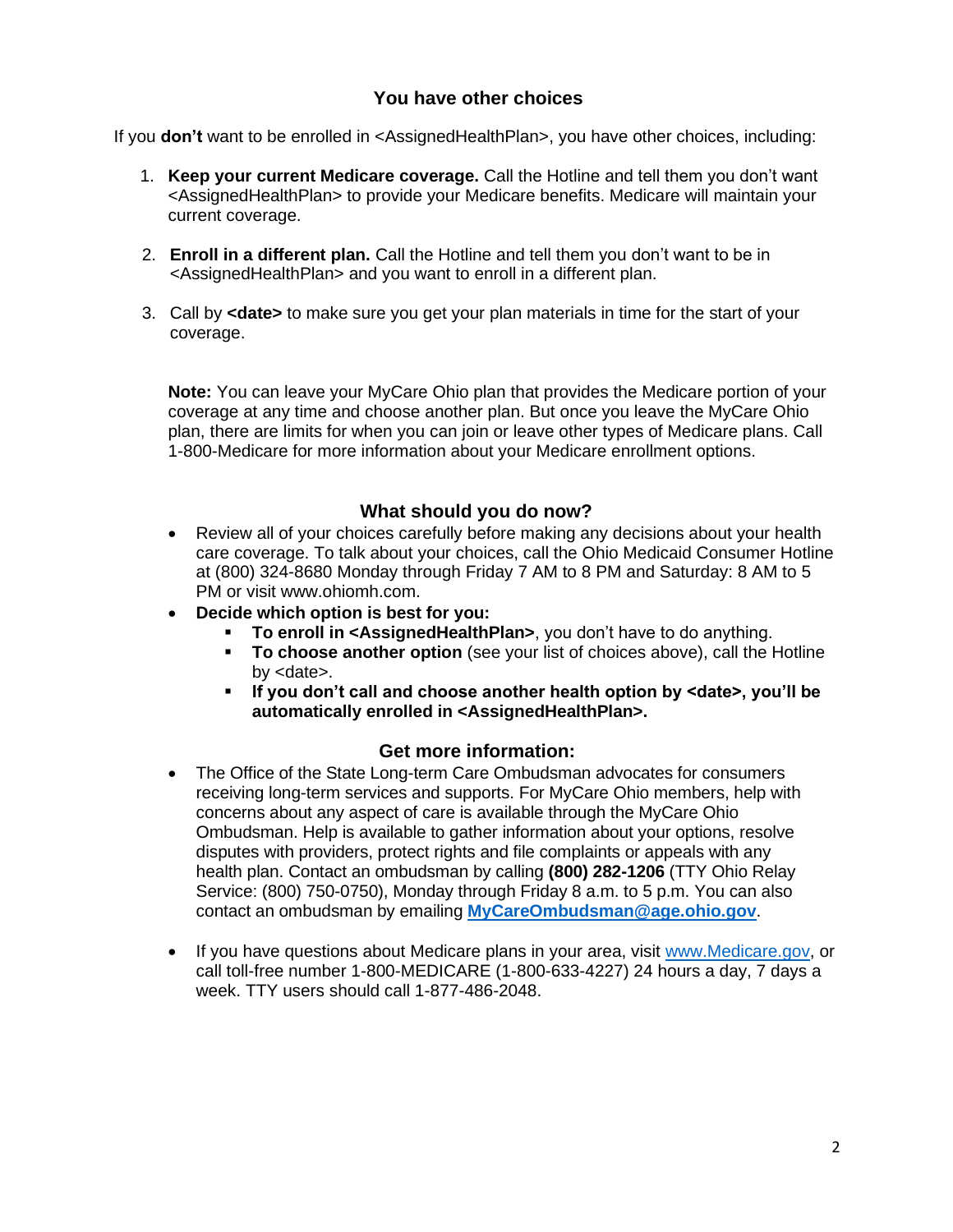## You have other choices

If you **don't** want to be enrolled in <AssignedHealthPlan>, you have other choices, including:

1. **Keep your current Medicare coverage.** Call the Hotline and tell them you don't want <AssignedHealthPlan> to provide your Medicare benefits. Medicare will maintain your current coverage.
2. **Enroll in a different plan.** Call the Hotline and tell them you don't want to be in <AssignedHealthPlan> and you want to enroll in a different plan.
3. Call by **<date>** to make sure you get your plan materials in time for the start of your coverage.

**Note:** You can leave your MyCare Ohio plan that provides the Medicare portion of your coverage at any time and choose another plan. But once you leave the MyCare Ohio plan, there are limits for when you can join or leave other types of Medicare plans. Call 1-800-Medicare for more information about your Medicare enrollment options.

## What should you do now?

- Review all of your choices carefully before making any decisions about your health care coverage. To talk about your choices, call the Ohio Medicaid Consumer Hotline at (800) 324-8680 Monday through Friday 7 AM to 8 PM and Saturday: 8 AM to 5 PM or visit www.ohiomh.com.
- **Decide which option is best for you:**
  - **To enroll in <AssignedHealthPlan>**, you don't have to do anything.
  - **To choose another option** (see your list of choices above), call the Hotline by <date>.
  - **If you don't call and choose another health option by <date>, you'll be automatically enrolled in <AssignedHealthPlan>.**

## Get more information:

- The Office of the State Long-term Care Ombudsman advocates for consumers receiving long-term services and supports. For MyCare Ohio members, help with concerns about any aspect of care is available through the MyCare Ohio Ombudsman. Help is available to gather information about your options, resolve disputes with providers, protect rights and file complaints or appeals with any health plan. Contact an ombudsman by calling **(800) 282-1206** (TTY Ohio Relay Service: (800) 750-0750), Monday through Friday 8 a.m. to 5 p.m. You can also contact an ombudsman by emailing **MyCareOmbudsman@age.ohio.gov**.
- If you have questions about Medicare plans in your area, visit www.Medicare.gov, or call toll-free number 1-800-MEDICARE (1-800-633-4227) 24 hours a day, 7 days a week. TTY users should call 1-877-486-2048.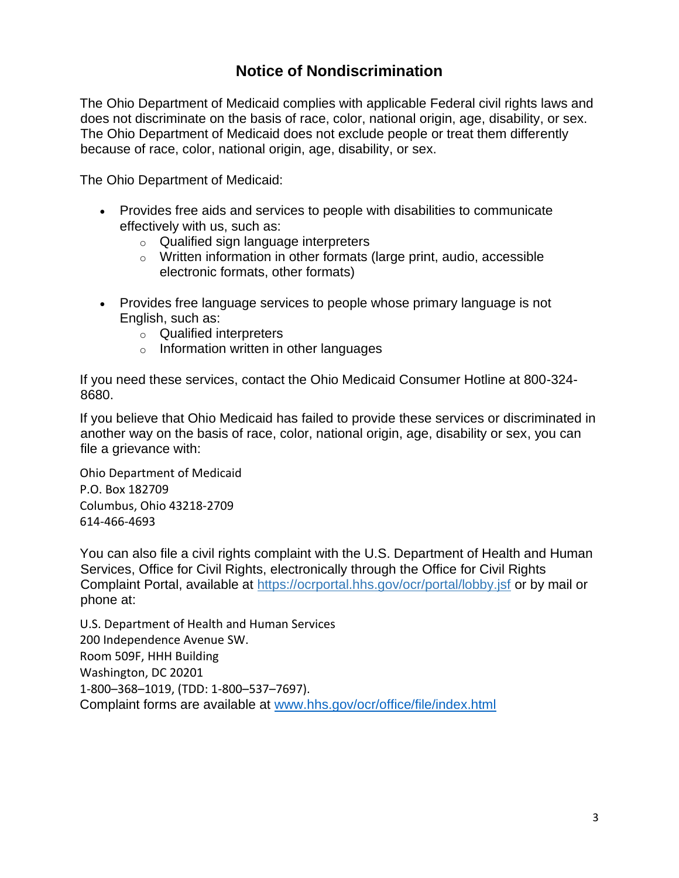# Notice of Nondiscrimination

The Ohio Department of Medicaid complies with applicable Federal civil rights laws and does not discriminate on the basis of race, color, national origin, age, disability, or sex. The Ohio Department of Medicaid does not exclude people or treat them differently because of race, color, national origin, age, disability, or sex.

The Ohio Department of Medicaid:

- Provides free aids and services to people with disabilities to communicate effectively with us, such as:
  - Qualified sign language interpreters
  - Written information in other formats (large print, audio, accessible electronic formats, other formats)

- Provides free language services to people whose primary language is not English, such as:
  - Qualified interpreters
  - Information written in other languages

If you need these services, contact the Ohio Medicaid Consumer Hotline at 800-324-8680.

If you believe that Ohio Medicaid has failed to provide these services or discriminated in another way on the basis of race, color, national origin, age, disability or sex, you can file a grievance with:

Ohio Department of Medicaid
P.O. Box 182709
Columbus, Ohio 43218-2709
614-466-4693

You can also file a civil rights complaint with the U.S. Department of Health and Human Services, Office for Civil Rights, electronically through the Office for Civil Rights Complaint Portal, available at https://ocrportal.hhs.gov/ocr/portal/lobby.jsf or by mail or phone at:

U.S. Department of Health and Human Services
200 Independence Avenue SW.
Room 509F, HHH Building
Washington, DC 20201
1-800–368–1019, (TDD: 1-800–537–7697).
Complaint forms are available at www.hhs.gov/ocr/office/file/index.html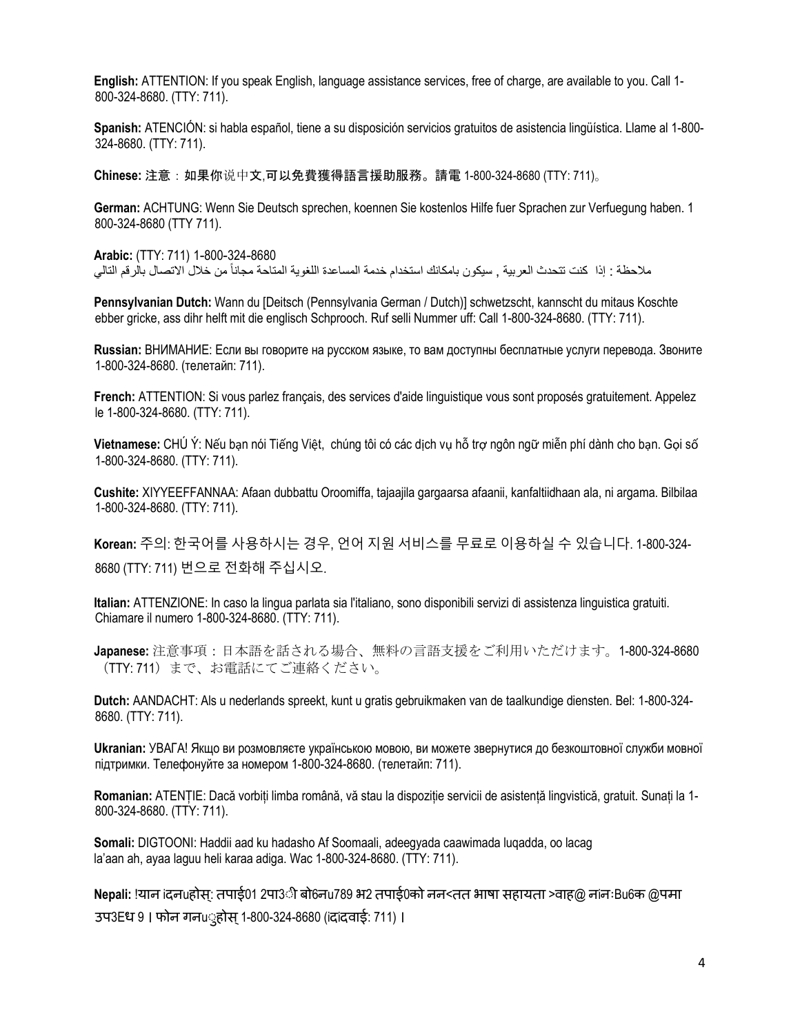**English:** ATTENTION: If you speak English, language assistance services, free of charge, are available to you. Call 1-800-324-8680. (TTY: 711).

**Spanish:** ATENCIÓN: si habla español, tiene a su disposición servicios gratuitos de asistencia lingüística. Llame al 1-800-324-8680. (TTY: 711).

**Chinese:** 注意：如果你说中文,可以免費獲得語言援助服務。請電 1-800-324-8680 (TTY: 711)。

**German:** ACHTUNG: Wenn Sie Deutsch sprechen, koennen Sie kostenlos Hilfe fuer Sprachen zur Verfuegung haben. 1 800-324-8680 (TTY 711).

**Arabic:** (TTY: 711) 1-800-324-8680
ملاحظة : إذا كنت تتحدث العربية , سيكون بامكانك استخدام خدمة المساعدة اللغوية المتاحة مجاناً من خلال الاتصال بالرقم التالي

**Pennsylvanian Dutch:** Wann du [Deitsch (Pennsylvania German / Dutch)] schwetzscht, kannscht du mitaus Koschte ebber gricke, ass dihr helft mit die englisch Schprooch. Ruf selli Nummer uff: Call 1-800-324-8680. (TTY: 711).

**Russian:** ВНИМАНИЕ: Если вы говорите на русском языке, то вам доступны бесплатные услуги перевода. Звоните 1-800-324-8680. (телетайп: 711).

**French:** ATTENTION: Si vous parlez français, des services d'aide linguistique vous sont proposés gratuitement. Appelez le 1-800-324-8680. (TTY: 711).

**Vietnamese:** CHÚ Ý: Nếu bạn nói Tiếng Việt, chúng tôi có các dịch vụ hỗ trợ ngôn ngữ miễn phí dành cho bạn. Gọi số 1-800-324-8680. (TTY: 711).

**Cushite:** XIYYEEFFANNAA: Afaan dubbattu Oroomiffa, tajaajila gargaarsa afaanii, kanfaltiidhaan ala, ni argama. Bilbilaa 1-800-324-8680. (TTY: 711).

**Korean:** 주의: 한국어를 사용하시는 경우, 언어 지원 서비스를 무료로 이용하실 수 있습니다. 1-800-324-8680 (TTY: 711) 번으로 전화해 주십시오.

**Italian:** ATTENZIONE: In caso la lingua parlata sia l'italiano, sono disponibili servizi di assistenza linguistica gratuiti. Chiamare il numero 1-800-324-8680. (TTY: 711).

**Japanese:** 注意事項：日本語を話される場合、無料の言語支援をご利用いただけます。1-800-324-8680（TTY: 711）まで、お電話にてご連絡ください。

**Dutch:** AANDACHT: Als u nederlands spreekt, kunt u gratis gebruikmaken van de taalkundige diensten. Bel: 1-800-324-8680. (TTY: 711).

**Ukranian:** УВАГА! Якщо ви розмовляєте українською мовою, ви можете звернутися до безкоштовної служби мовної підтримки. Телефонуйте за номером 1-800-324-8680. (телетайп: 711).

**Romanian:** ATENȚIE: Dacă vorbiți limba română, vă stau la dispoziție servicii de asistență lingvistică, gratuit. Sunați la 1-800-324-8680. (TTY: 711).

**Somali:** DIGTOONI: Haddii aad ku hadasho Af Soomaali, adeegyada caawimada luqadda, oo lacag la'aan ah, ayaa laguu heli karaa adiga. Wac 1-800-324-8680. (TTY: 711).

**Nepali:** !यान іदनuहोस्: तपाई01 2पा3ी बो6नu789 भ2 तपाई0को नन<तत भाषा सहायता >वाह@ नाना:Bu6क @पमा उप3Eध 9 I फोन गनuुहोस् 1-800-324-8680 (іदाіदवाई: 711) I